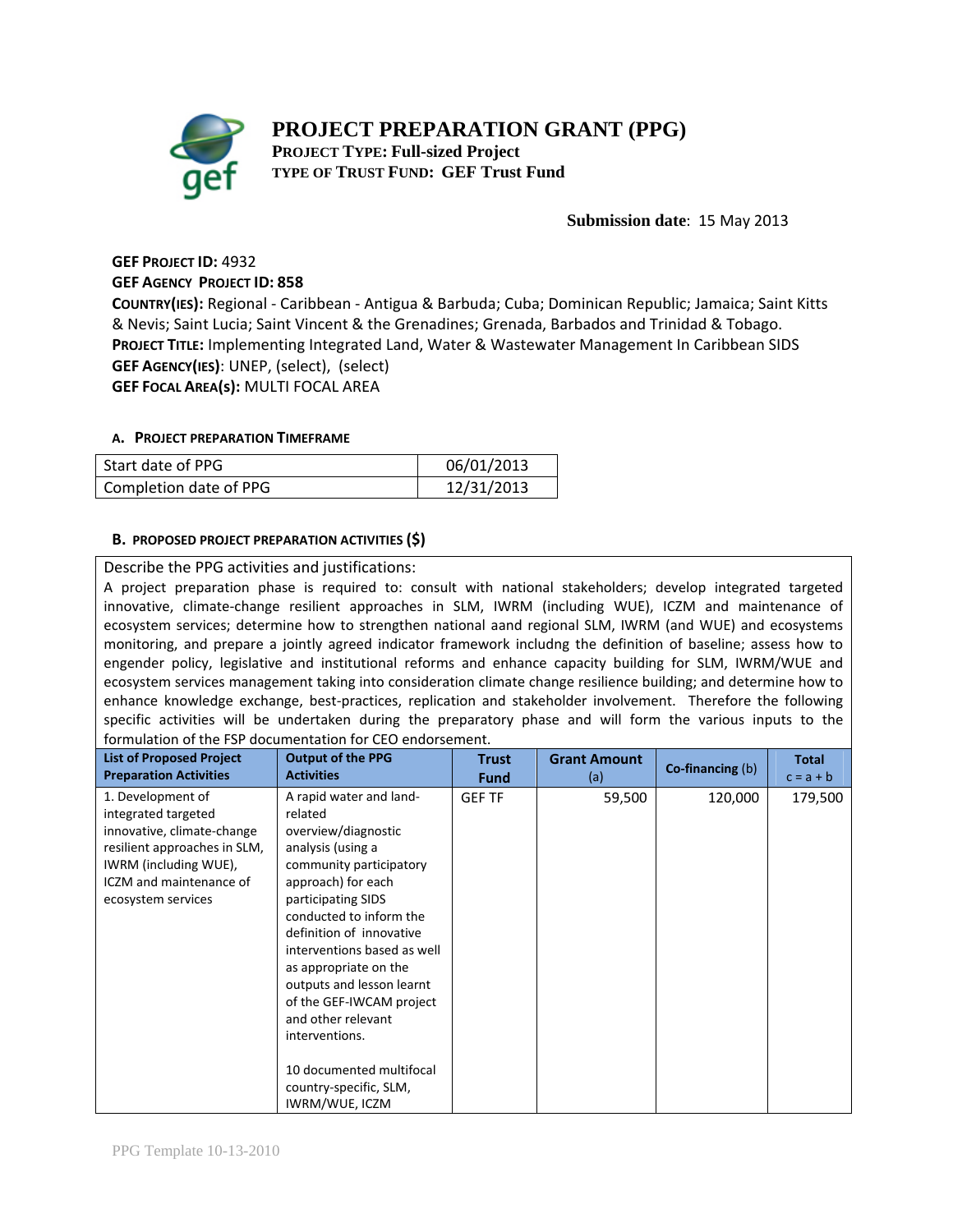# PROJECT PREPARATION GRANT (PPG)

**PROJECT TYPE: Full-sized Project**
**TYPE OF TRUST FUND: GEF Trust Fund**

**Submission date**: 15 May 2013

**GEF PROJECT ID:** 4932
**GEF AGENCY PROJECT ID: 858**
**COUNTRY(IES):** Regional - Caribbean - Antigua & Barbuda; Cuba; Dominican Republic; Jamaica; Saint Kitts & Nevis; Saint Lucia; Saint Vincent & the Grenadines; Grenada, Barbados and Trinidad & Tobago.
**PROJECT TITLE:** Implementing Integrated Land, Water & Wastewater Management In Caribbean SIDS
**GEF AGENCY(IES)**: UNEP, (select), (select)
**GEF FOCAL AREA(s):** MULTI FOCAL AREA

#### A. PROJECT PREPARATION TIMEFRAME

| Start date of PPG | 06/01/2013 |
|---|---|
| Completion date of PPG | 12/31/2013 |

#### B. PROPOSED PROJECT PREPARATION ACTIVITIES ($)

Describe the PPG activities and justifications:
A project preparation phase is required to: consult with national stakeholders; develop integrated targeted innovative, climate-change resilient approaches in SLM, IWRM (including WUE), ICZM and maintenance of ecosystem services; determine how to strengthen national aand regional SLM, IWRM (and WUE) and ecosystems monitoring, and prepare a jointly agreed indicator framework includng the definition of baseline; assess how to engender policy, legislative and institutional reforms and enhance capacity building for SLM, IWRM/WUE and ecosystem services management taking into consideration climate change resilience building; and determine how to enhance knowledge exchange, best-practices, replication and stakeholder involvement. Therefore the following specific activities will be undertaken during the preparatory phase and will form the various inputs to the formulation of the FSP documentation for CEO endorsement.

| List of Proposed Project Preparation Activities | Output of the PPG Activities | Trust Fund | Grant Amount (a) | Co-financing (b) | Total c = a + b |
|---|---|---|---|---|---|
| 1. Development of integrated targeted innovative, climate-change resilient approaches in SLM, IWRM (including WUE), ICZM and maintenance of ecosystem services | A rapid water and land-related overview/diagnostic analysis (using a community participatory approach) for each participating SIDS conducted to inform the definition of innovative interventions based as well as appropriate on the outputs and lesson learnt of the GEF-IWCAM project and other relevant interventions.<br><br>10 documented multifocal country-specific, SLM, IWRM/WUE, ICZM | GEF TF | 59,500 | 120,000 | 179,500 |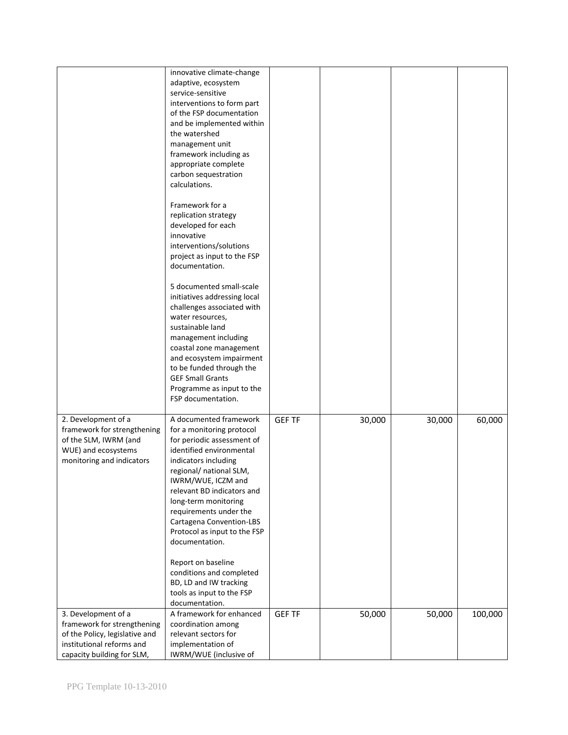| | | | | | |
|---|---|---|---|---|---|
| | innovative climate-change adaptive, ecosystem service-sensitive interventions to form part of the FSP documentation and be implemented within the watershed management unit framework including as appropriate complete carbon sequestration calculations.<br><br>Framework for a replication strategy developed for each innovative interventions/solutions project as input to the FSP documentation.<br><br>5 documented small-scale initiatives addressing local challenges associated with water resources, sustainable land management including coastal zone management and ecosystem impairment to be funded through the GEF Small Grants Programme as input to the FSP documentation. | | | | |
| 2. Development of a framework for strengthening of the SLM, IWRM (and WUE) and ecosystems monitoring and indicators | A documented framework for a monitoring protocol for periodic assessment of identified environmental indicators including regional/ national SLM, IWRM/WUE, ICZM and relevant BD indicators and long-term monitoring requirements under the Cartagena Convention-LBS Protocol as input to the FSP documentation.<br><br>Report on baseline conditions and completed BD, LD and IW tracking tools as input to the FSP documentation. | GEF TF | 30,000 | 30,000 | 60,000 |
| 3. Development of a framework for strengthening of the Policy, legislative and institutional reforms and capacity building for SLM, | A framework for enhanced coordination among relevant sectors for implementation of IWRM/WUE (inclusive of | GEF TF | 50,000 | 50,000 | 100,000 |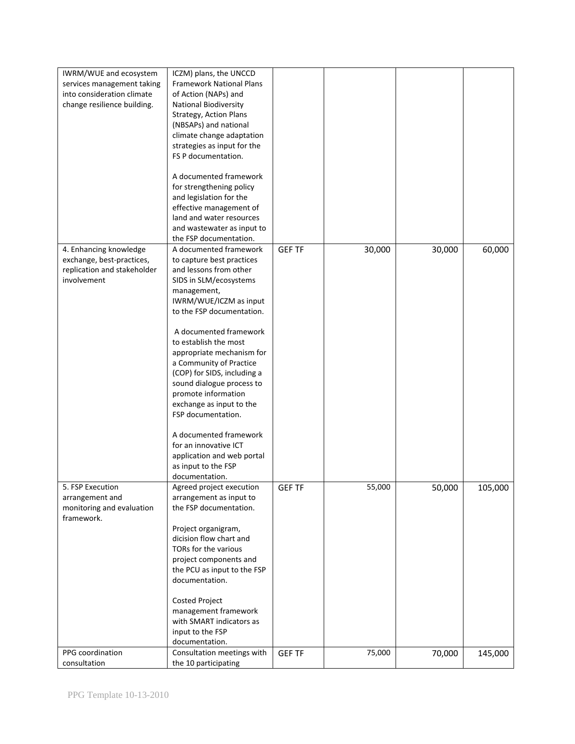| | | | | | |
|---|---|---|---|---|---|
| IWRM/WUE and ecosystem services management taking into consideration climate change resilience building. | ICZM) plans, the UNCCD Framework National Plans of Action (NAPs) and National Biodiversity Strategy, Action Plans (NBSAPs) and national climate change adaptation strategies as input for the FS P documentation.<br><br>A documented framework for strengthening policy and legislation for the effective management of land and water resources and wastewater as input to the FSP documentation. | | | | |
| 4. Enhancing knowledge exchange, best-practices, replication and stakeholder involvement | A documented framework to capture best practices and lessons from other SIDS in SLM/ecosystems management, IWRM/WUE/ICZM as input to the FSP documentation.<br><br>A documented framework to establish the most appropriate mechanism for a Community of Practice (COP) for SIDS, including a sound dialogue process to promote information exchange as input to the FSP documentation.<br><br>A documented framework for an innovative ICT application and web portal as input to the FSP documentation. | GEF TF | 30,000 | 30,000 | 60,000 |
| 5. FSP Execution arrangement and monitoring and evaluation framework. | Agreed project execution arrangement as input to the FSP documentation.<br><br>Project organigram, dicision flow chart and TORs for the various project components and the PCU as input to the FSP documentation.<br><br>Costed Project management framework with SMART indicators as input to the FSP documentation. | GEF TF | 55,000 | 50,000 | 105,000 |
| PPG coordination consultation | Consultation meetings with the 10 participating | GEF TF | 75,000 | 70,000 | 145,000 |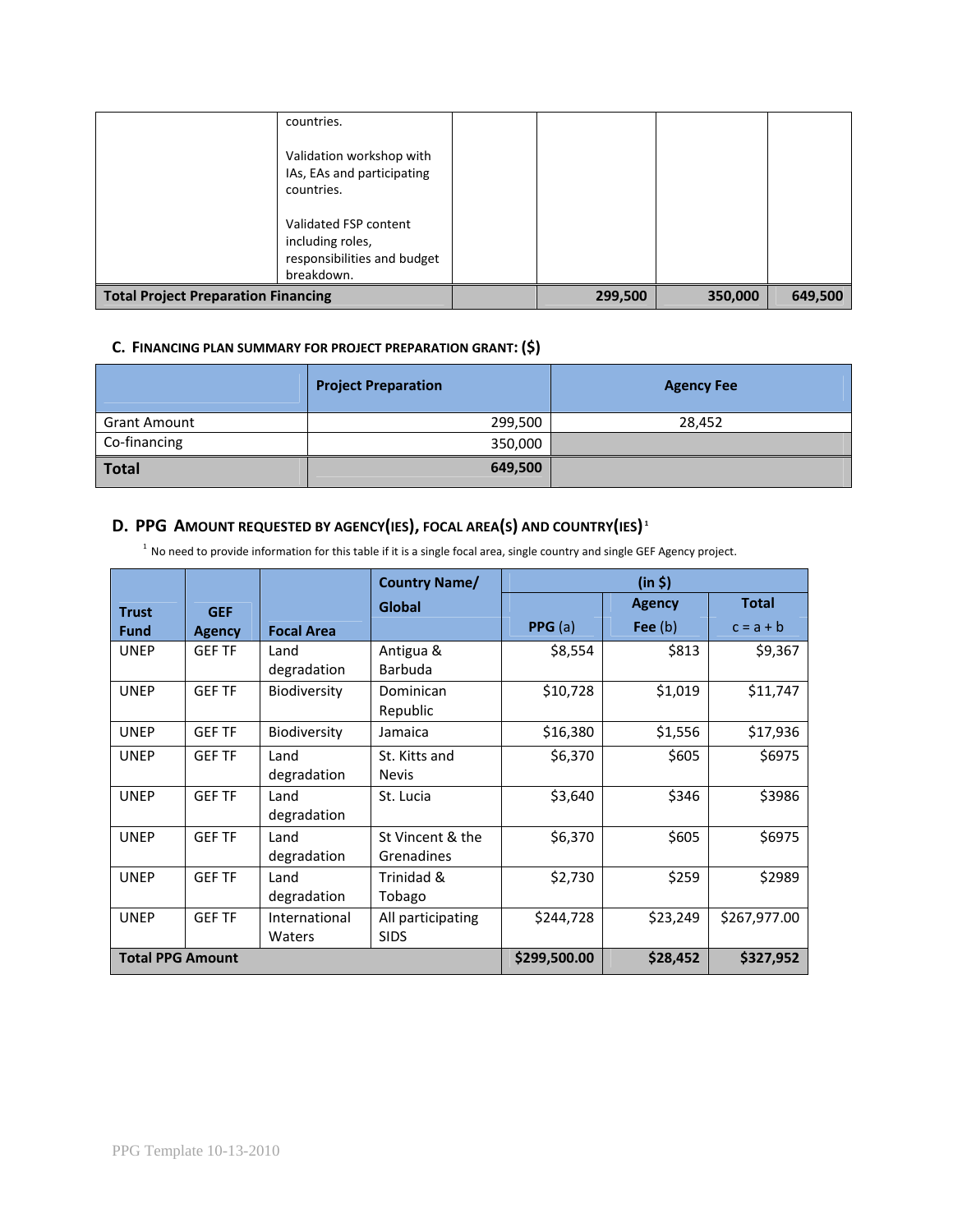| | | | | | |
|---|---|---|---|---|---|
| | countries.<br><br>Validation workshop with IAs, EAs and participating countries.<br><br>Validated FSP content including roles, responsibilities and budget breakdown. | | | | |
| **Total Project Preparation Financing** | | | **299,500** | **350,000** | **649,500** |

### C. Financing Plan Summary for Project Preparation Grant: ($)

| | Project Preparation | Agency Fee |
|---|---|---|
| Grant Amount | 299,500 | 28,452 |
| Co-financing | 350,000 | |
| **Total** | **649,500** | |

### D. PPG Amount Requested by Agency(ies), Focal Area(s) and Country(ies)[1]

[1] No need to provide information for this table if it is a single focal area, single country and single GEF Agency project.

| Trust Fund | GEF Agency | Focal Area | Country Name/ Global | (in $) | | |
|---|---|---|---|---|---|---|
| | | | | PPG (a) | Agency Fee (b) | Total c = a + b |
| UNEP | GEF TF | Land degradation | Antigua & Barbuda | $8,554 | $813 | $9,367 |
| UNEP | GEF TF | Biodiversity | Dominican Republic | $10,728 | $1,019 | $11,747 |
| UNEP | GEF TF | Biodiversity | Jamaica | $16,380 | $1,556 | $17,936 |
| UNEP | GEF TF | Land degradation | St. Kitts and Nevis | $6,370 | $605 | $6975 |
| UNEP | GEF TF | Land degradation | St. Lucia | $3,640 | $346 | $3986 |
| UNEP | GEF TF | Land degradation | St Vincent & the Grenadines | $6,370 | $605 | $6975 |
| UNEP | GEF TF | Land degradation | Trinidad & Tobago | $2,730 | $259 | $2989 |
| UNEP | GEF TF | International Waters | All participating SIDS | $244,728 | $23,249 | $267,977.00 |
| **Total PPG Amount** | | | | **$299,500.00** | **$28,452** | **$327,952** |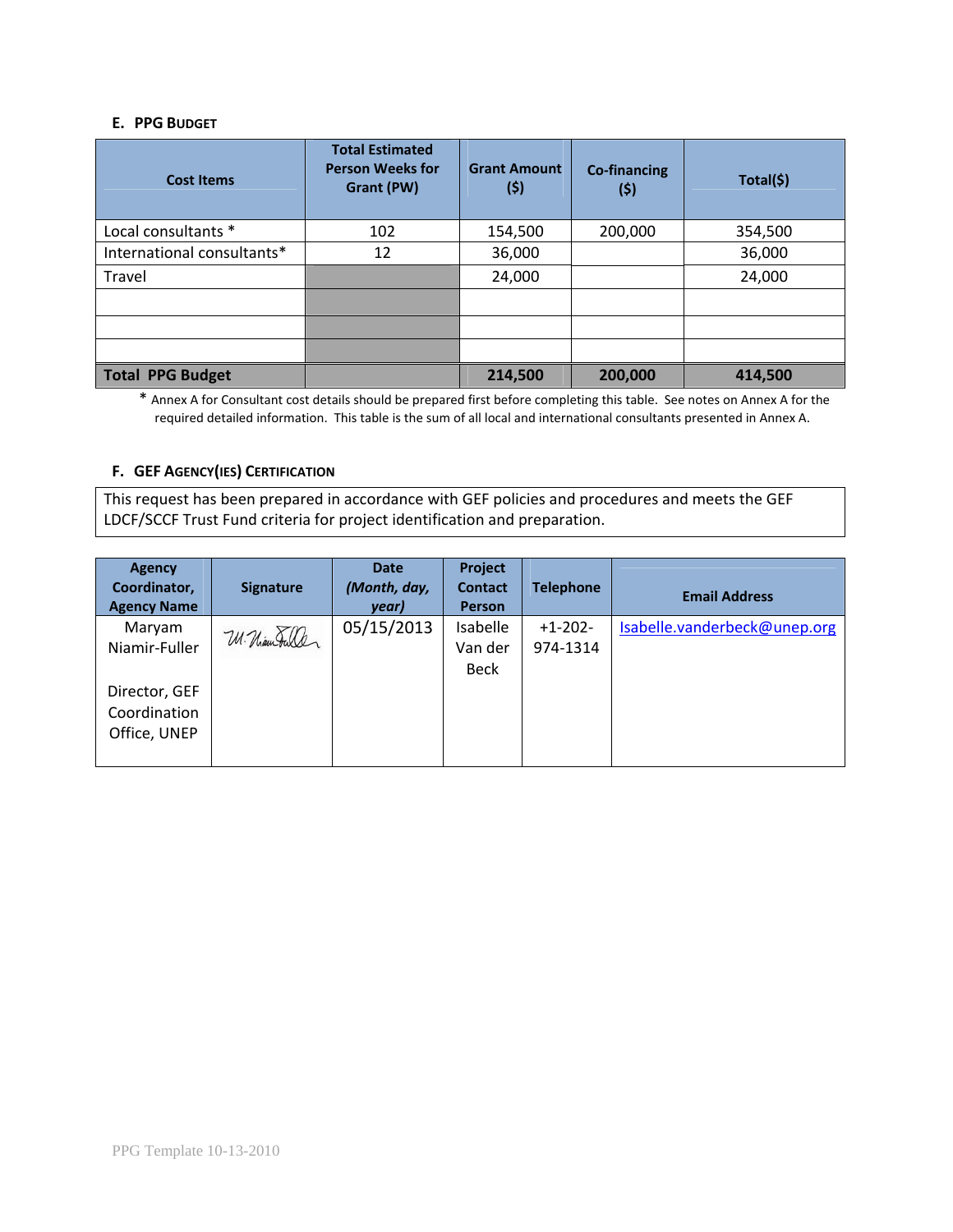### E. PPG Budget

| Cost Items | Total Estimated Person Weeks for Grant (PW) | Grant Amount ($) | Co-financing ($) | Total($) |
|---|---|---|---|---|
| Local consultants * | 102 | 154,500 | 200,000 | 354,500 |
| International consultants* | 12 | 36,000 | | 36,000 |
| Travel | | 24,000 | | 24,000 |
| | | | | |
| | | | | |
| | | | | |
| **Total PPG Budget** | | **214,500** | **200,000** | **414,500** |

* Annex A for Consultant cost details should be prepared first before completing this table. See notes on Annex A for the required detailed information. This table is the sum of all local and international consultants presented in Annex A.

### F. GEF Agency(ies) Certification

This request has been prepared in accordance with GEF policies and procedures and meets the GEF LDCF/SCCF Trust Fund criteria for project identification and preparation.

| Agency Coordinator, Agency Name | Signature | Date *(Month, day, year)* | Project Contact Person | Telephone | Email Address |
|---|---|---|---|---|---|
| Maryam Niamir-Fuller<br><br>Director, GEF Coordination Office, UNEP | M. Niamir-Fuller | 05/15/2013 | Isabelle Van der Beck | +1-202-974-1314 | Isabelle.vanderbeck@unep.org |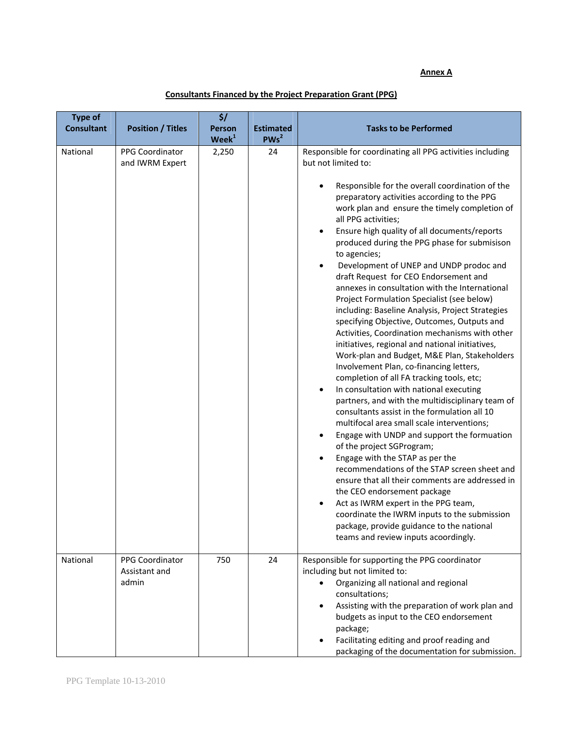**Annex A**

**Consultants Financed by the Project Preparation Grant (PPG)**

| Type of Consultant | Position / Titles | $/ Person Week[1] | Estimated PWs[2] | Tasks to be Performed |
|---|---|---|---|---|
| National | PPG Coordinator and IWRM Expert | 2,250 | 24 | Responsible for coordinating all PPG activities including but not limited to:<br>• Responsible for the overall coordination of the preparatory activities according to the PPG work plan and ensure the timely completion of all PPG activities;<br>• Ensure high quality of all documents/reports produced during the PPG phase for submisison to agencies;<br>• Development of UNEP and UNDP prodoc and draft Request for CEO Endorsement and annexes in consultation with the International Project Formulation Specialist (see below) including: Baseline Analysis, Project Strategies specifying Objective, Outcomes, Outputs and Activities, Coordination mechanisms with other initiatives, regional and national initiatives, Work-plan and Budget, M&E Plan, Stakeholders Involvement Plan, co-financing letters, completion of all FA tracking tools, etc;<br>• In consultation with national executing partners, and with the multidisciplinary team of consultants assist in the formulation all 10 multifocal area small scale interventions;<br>• Engage with UNDP and support the formuation of the project SGProgram;<br>• Engage with the STAP as per the recommendations of the STAP screen sheet and ensure that all their comments are addressed in the CEO endorsement package<br>• Act as IWRM expert in the PPG team, coordinate the IWRM inputs to the submission package, provide guidance to the national teams and review inputs acoordingly. |
| National | PPG Coordinator Assistant and admin | 750 | 24 | Responsible for supporting the PPG coordinator including but not limited to:<br>• Organizing all national and regional consultations;<br>• Assisting with the preparation of work plan and budgets as input to the CEO endorsement package;<br>• Facilitating editing and proof reading and packaging of the documentation for submission. |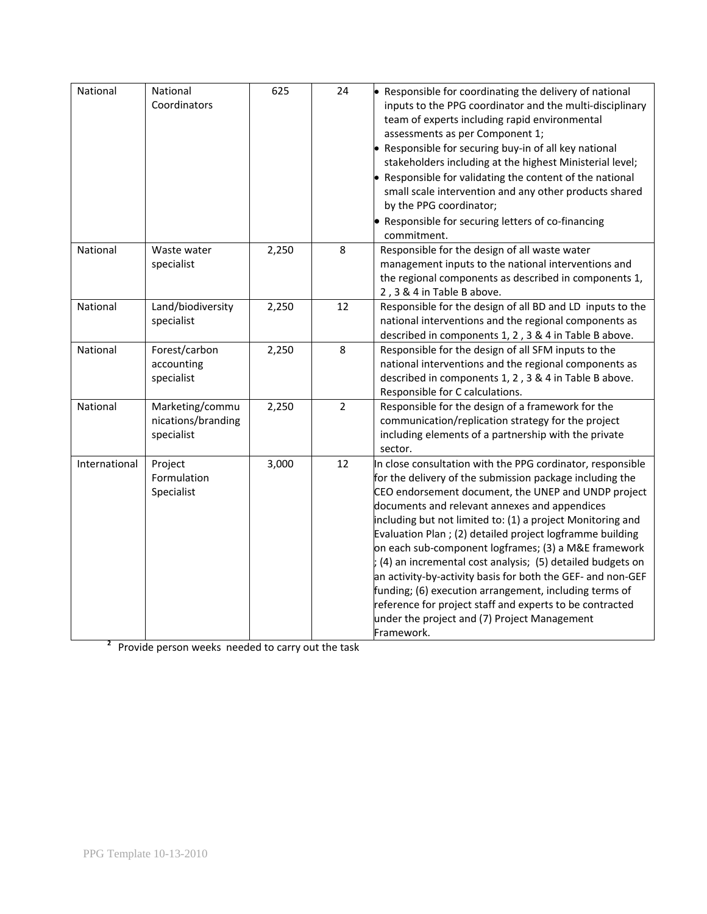| | | | | |
|---|---|---|---|---|
| National | National Coordinators | 625 | 24 | • Responsible for coordinating the delivery of national inputs to the PPG coordinator and the multi-disciplinary team of experts including rapid environmental assessments as per Component 1;<br>• Responsible for securing buy-in of all key national stakeholders including at the highest Ministerial level;<br>• Responsible for validating the content of the national small scale intervention and any other products shared by the PPG coordinator;<br>• Responsible for securing letters of co-financing commitment. |
| National | Waste water specialist | 2,250 | 8 | Responsible for the design of all waste water management inputs to the national interventions and the regional components as described in components 1, 2 , 3 & 4 in Table B above. |
| National | Land/biodiversity specialist | 2,250 | 12 | Responsible for the design of all BD and LD inputs to the national interventions and the regional components as described in components 1, 2 , 3 & 4 in Table B above. |
| National | Forest/carbon accounting specialist | 2,250 | 8 | Responsible for the design of all SFM inputs to the national interventions and the regional components as described in components 1, 2 , 3 & 4 in Table B above. Responsible for C calculations. |
| National | Marketing/communications/branding specialist | 2,250 | 2 | Responsible for the design of a framework for the communication/replication strategy for the project including elements of a partnership with the private sector. |
| International | Project Formulation Specialist | 3,000 | 12 | In close consultation with the PPG cordinator, responsible for the delivery of the submission package including the CEO endorsement document, the UNEP and UNDP project documents and relevant annexes and appendices including but not limited to: (1) a project Monitoring and Evaluation Plan ; (2) detailed project logframme building on each sub-component logframes; (3) a M&E framework ; (4) an incremental cost analysis; (5) detailed budgets on an activity-by-activity basis for both the GEF- and non-GEF funding; (6) execution arrangement, including terms of reference for project staff and experts to be contracted under the project and (7) Project Management Framework. |

[2] Provide person weeks needed to carry out the task